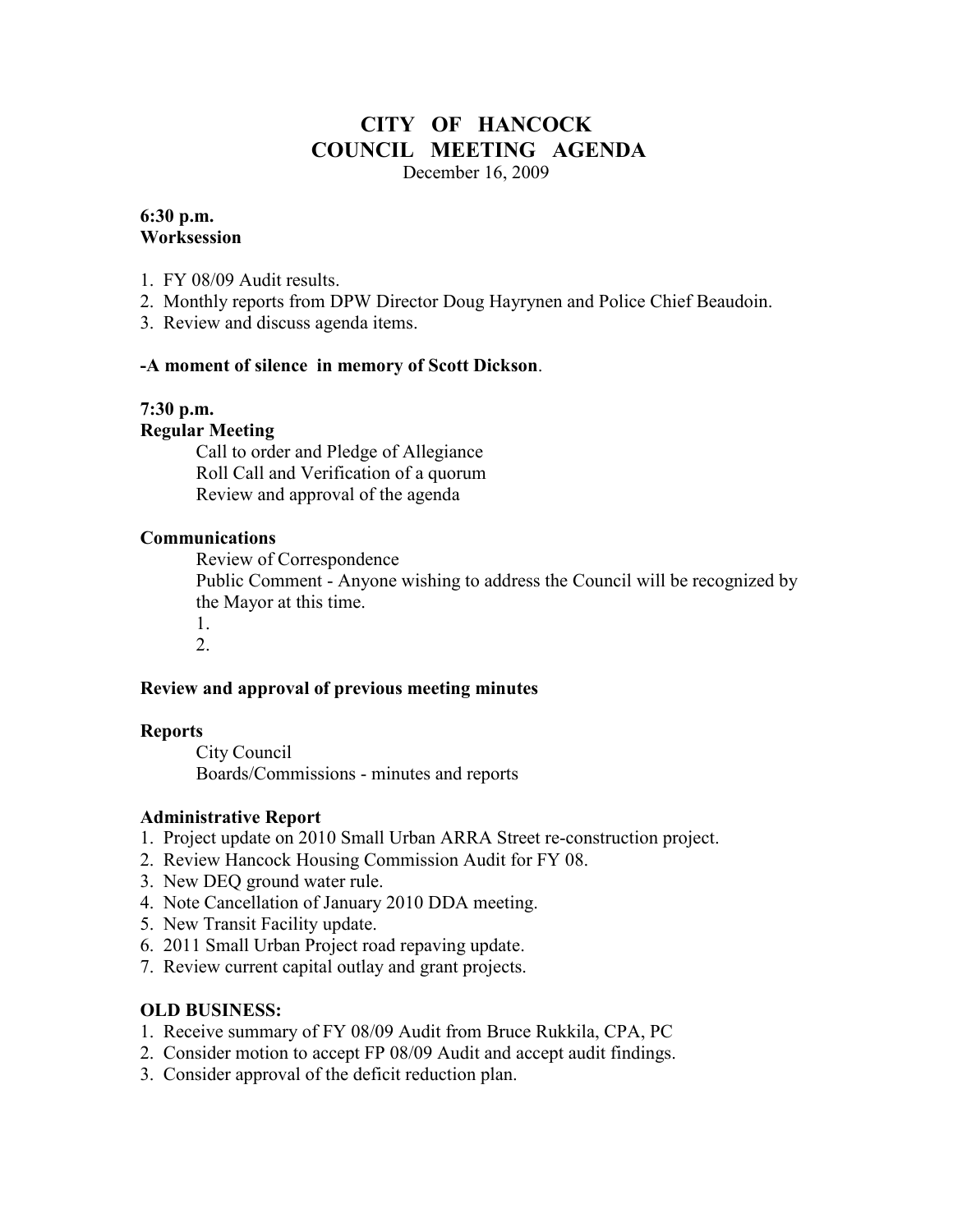# CITY OF HANCOCK
# COUNCIL MEETING AGENDA

December 16, 2009

**6:30 p.m.**
**Worksession**

1. FY 08/09 Audit results.
2. Monthly reports from DPW Director Doug Hayrynen and Police Chief Beaudoin.
3. Review and discuss agenda items.

**-A moment of silence in memory of Scott Dickson**.

**7:30 p.m.**
**Regular Meeting**

Call to order and Pledge of Allegiance
Roll Call and Verification of a quorum
Review and approval of the agenda

**Communications**

Review of Correspondence
Public Comment - Anyone wishing to address the Council will be recognized by the Mayor at this time.

1.
2.

**Review and approval of previous meeting minutes**

**Reports**

City Council
Boards/Commissions - minutes and reports

**Administrative Report**

1. Project update on 2010 Small Urban ARRA Street re-construction project.
2. Review Hancock Housing Commission Audit for FY 08.
3. New DEQ ground water rule.
4. Note Cancellation of January 2010 DDA meeting.
5. New Transit Facility update.
6. 2011 Small Urban Project road repaving update.
7. Review current capital outlay and grant projects.

**OLD BUSINESS:**

1. Receive summary of FY 08/09 Audit from Bruce Rukkila, CPA, PC
2. Consider motion to accept FP 08/09 Audit and accept audit findings.
3. Consider approval of the deficit reduction plan.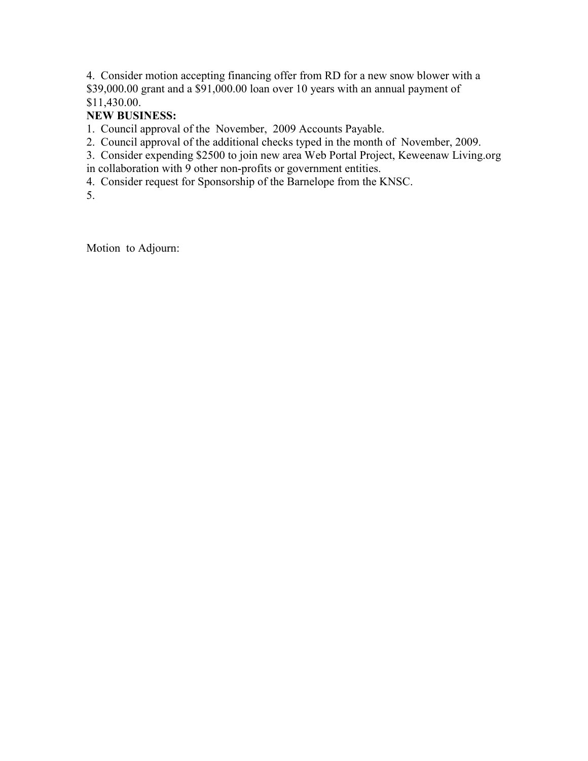4. Consider motion accepting financing offer from RD for a new snow blower with a $39,000.00 grant and a $91,000.00 loan over 10 years with an annual payment of $11,430.00.

**NEW BUSINESS:**

1. Council approval of the November, 2009 Accounts Payable.
2. Council approval of the additional checks typed in the month of November, 2009.
3. Consider expending $2500 to join new area Web Portal Project, Keweenaw Living.org in collaboration with 9 other non-profits or government entities.
4. Consider request for Sponsorship of the Barnelope from the KNSC.
5.

Motion to Adjourn: